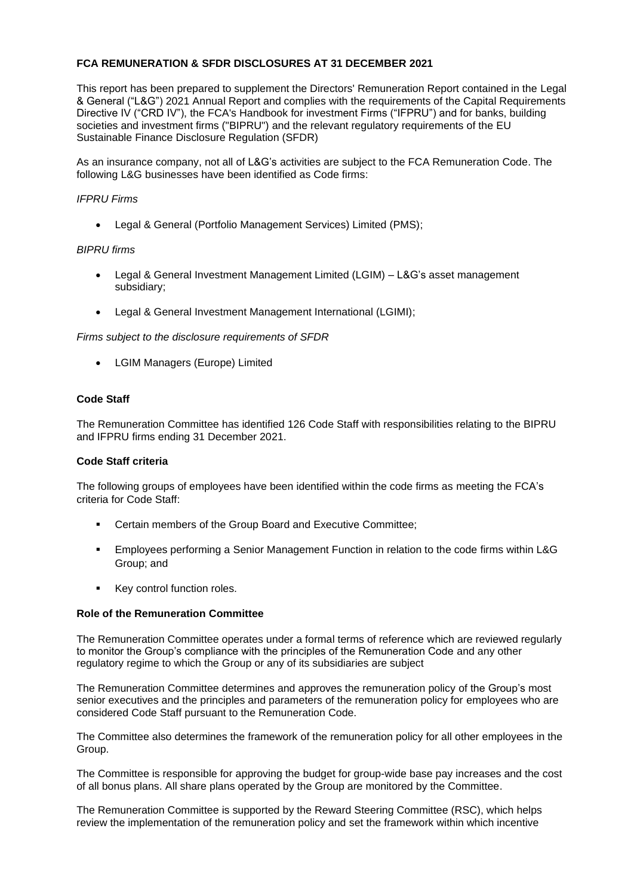**FCA REMUNERATION & SFDR DISCLOSURES AT 31 DECEMBER 2021**

This report has been prepared to supplement the Directors' Remuneration Report contained in the Legal & General ("L&G") 2021 Annual Report and complies with the requirements of the Capital Requirements Directive IV ("CRD IV"), the FCA's Handbook for investment Firms ("IFPRU") and for banks, building societies and investment firms ("BIPRU") and the relevant regulatory requirements of the EU Sustainable Finance Disclosure Regulation (SFDR)

As an insurance company, not all of L&G's activities are subject to the FCA Remuneration Code. The following L&G businesses have been identified as Code firms:

*IFPRU Firms*

- Legal & General (Portfolio Management Services) Limited (PMS);

*BIPRU firms*

- Legal & General Investment Management Limited (LGIM) – L&G's asset management subsidiary;
- Legal & General Investment Management International (LGIMI);

*Firms subject to the disclosure requirements of SFDR*

- LGIM Managers (Europe) Limited

**Code Staff**

The Remuneration Committee has identified 126 Code Staff with responsibilities relating to the BIPRU and IFPRU firms ending 31 December 2021.

**Code Staff criteria**

The following groups of employees have been identified within the code firms as meeting the FCA's criteria for Code Staff:

- Certain members of the Group Board and Executive Committee;
- Employees performing a Senior Management Function in relation to the code firms within L&G Group; and
- Key control function roles.

**Role of the Remuneration Committee**

The Remuneration Committee operates under a formal terms of reference which are reviewed regularly to monitor the Group's compliance with the principles of the Remuneration Code and any other regulatory regime to which the Group or any of its subsidiaries are subject

The Remuneration Committee determines and approves the remuneration policy of the Group's most senior executives and the principles and parameters of the remuneration policy for employees who are considered Code Staff pursuant to the Remuneration Code.

The Committee also determines the framework of the remuneration policy for all other employees in the Group.

The Committee is responsible for approving the budget for group-wide base pay increases and the cost of all bonus plans. All share plans operated by the Group are monitored by the Committee.

The Remuneration Committee is supported by the Reward Steering Committee (RSC), which helps review the implementation of the remuneration policy and set the framework within which incentive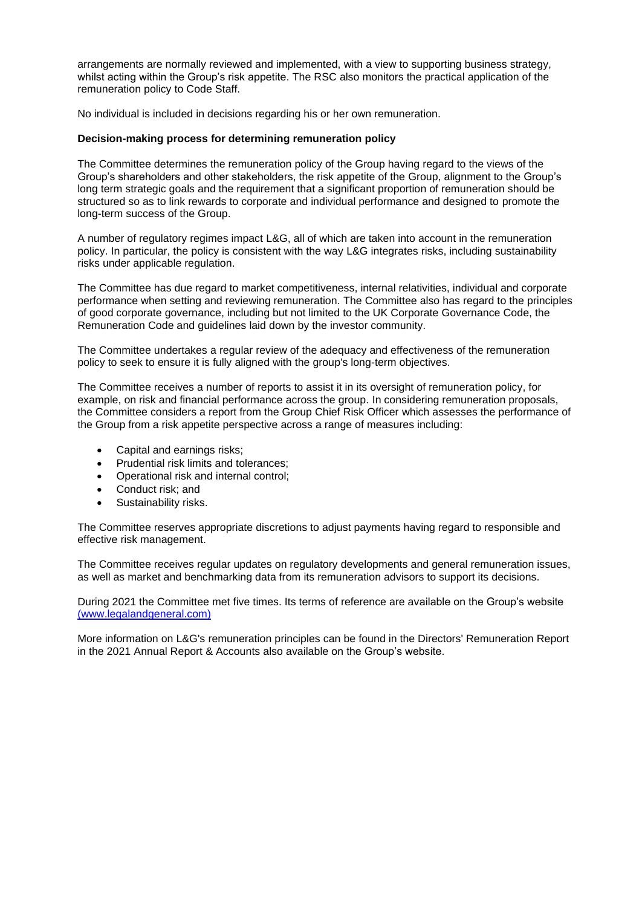arrangements are normally reviewed and implemented, with a view to supporting business strategy, whilst acting within the Group's risk appetite. The RSC also monitors the practical application of the remuneration policy to Code Staff.

No individual is included in decisions regarding his or her own remuneration.

**Decision-making process for determining remuneration policy**

The Committee determines the remuneration policy of the Group having regard to the views of the Group's shareholders and other stakeholders, the risk appetite of the Group, alignment to the Group's long term strategic goals and the requirement that a significant proportion of remuneration should be structured so as to link rewards to corporate and individual performance and designed to promote the long-term success of the Group.

A number of regulatory regimes impact L&G, all of which are taken into account in the remuneration policy. In particular, the policy is consistent with the way L&G integrates risks, including sustainability risks under applicable regulation.

The Committee has due regard to market competitiveness, internal relativities, individual and corporate performance when setting and reviewing remuneration. The Committee also has regard to the principles of good corporate governance, including but not limited to the UK Corporate Governance Code, the Remuneration Code and guidelines laid down by the investor community.

The Committee undertakes a regular review of the adequacy and effectiveness of the remuneration policy to seek to ensure it is fully aligned with the group's long-term objectives.

The Committee receives a number of reports to assist it in its oversight of remuneration policy, for example, on risk and financial performance across the group. In considering remuneration proposals, the Committee considers a report from the Group Chief Risk Officer which assesses the performance of the Group from a risk appetite perspective across a range of measures including:

- Capital and earnings risks;
- Prudential risk limits and tolerances;
- Operational risk and internal control;
- Conduct risk; and
- Sustainability risks.

The Committee reserves appropriate discretions to adjust payments having regard to responsible and effective risk management.

The Committee receives regular updates on regulatory developments and general remuneration issues, as well as market and benchmarking data from its remuneration advisors to support its decisions.

During 2021 the Committee met five times. Its terms of reference are available on the Group's website (www.legalandgeneral.com)

More information on L&G's remuneration principles can be found in the Directors' Remuneration Report in the 2021 Annual Report & Accounts also available on the Group's website.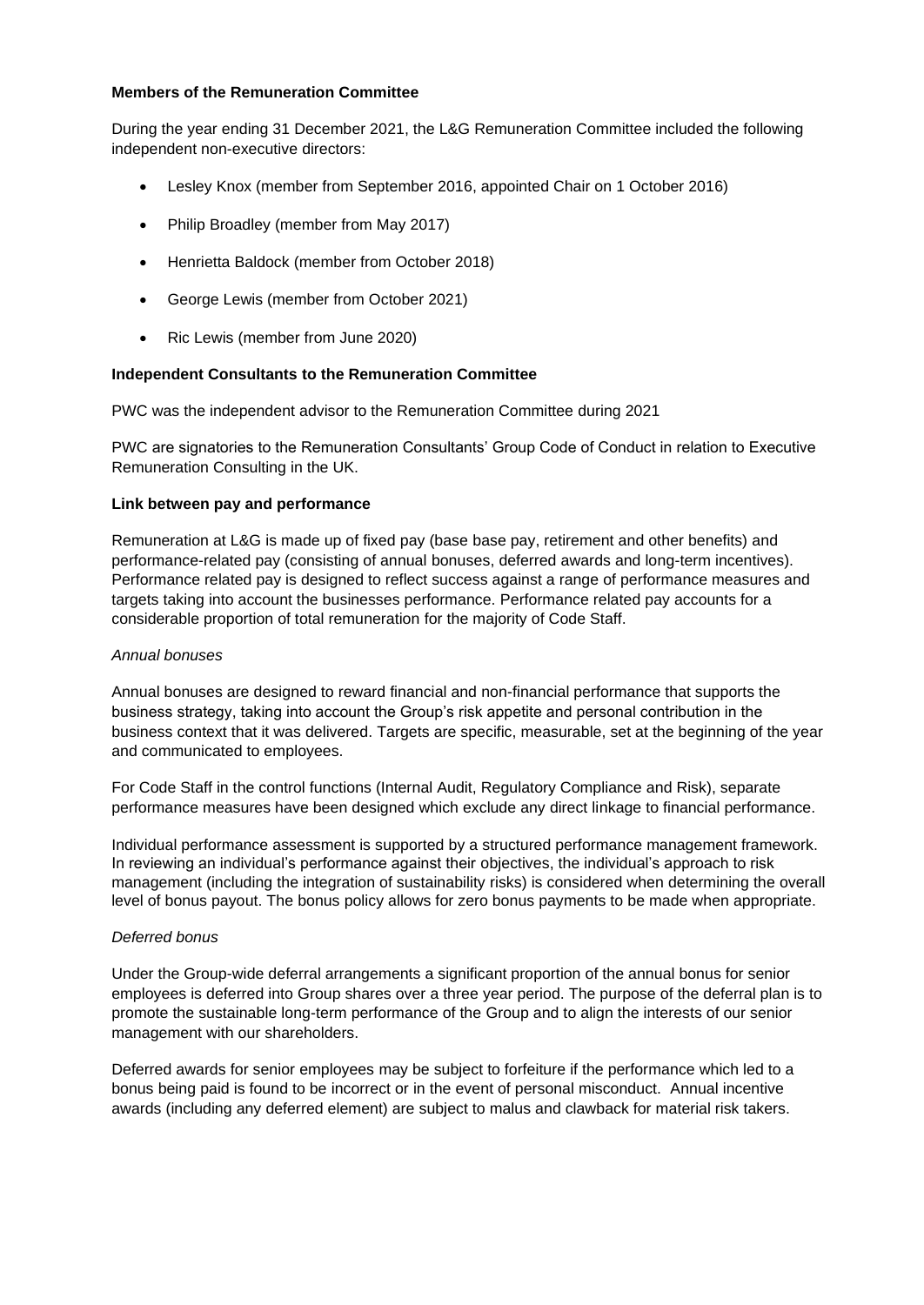**Members of the Remuneration Committee**

During the year ending 31 December 2021, the L&G Remuneration Committee included the following independent non-executive directors:

- Lesley Knox (member from September 2016, appointed Chair on 1 October 2016)
- Philip Broadley (member from May 2017)
- Henrietta Baldock (member from October 2018)
- George Lewis (member from October 2021)
- Ric Lewis (member from June 2020)

**Independent Consultants to the Remuneration Committee**

PWC was the independent advisor to the Remuneration Committee during 2021

PWC are signatories to the Remuneration Consultants' Group Code of Conduct in relation to Executive Remuneration Consulting in the UK.

**Link between pay and performance**

Remuneration at L&G is made up of fixed pay (base base pay, retirement and other benefits) and performance-related pay (consisting of annual bonuses, deferred awards and long-term incentives). Performance related pay is designed to reflect success against a range of performance measures and targets taking into account the businesses performance. Performance related pay accounts for a considerable proportion of total remuneration for the majority of Code Staff.

*Annual bonuses*

Annual bonuses are designed to reward financial and non-financial performance that supports the business strategy, taking into account the Group's risk appetite and personal contribution in the business context that it was delivered. Targets are specific, measurable, set at the beginning of the year and communicated to employees.

For Code Staff in the control functions (Internal Audit, Regulatory Compliance and Risk), separate performance measures have been designed which exclude any direct linkage to financial performance.

Individual performance assessment is supported by a structured performance management framework. In reviewing an individual's performance against their objectives, the individual's approach to risk management (including the integration of sustainability risks) is considered when determining the overall level of bonus payout. The bonus policy allows for zero bonus payments to be made when appropriate.

*Deferred bonus*

Under the Group-wide deferral arrangements a significant proportion of the annual bonus for senior employees is deferred into Group shares over a three year period. The purpose of the deferral plan is to promote the sustainable long-term performance of the Group and to align the interests of our senior management with our shareholders.

Deferred awards for senior employees may be subject to forfeiture if the performance which led to a bonus being paid is found to be incorrect or in the event of personal misconduct. Annual incentive awards (including any deferred element) are subject to malus and clawback for material risk takers.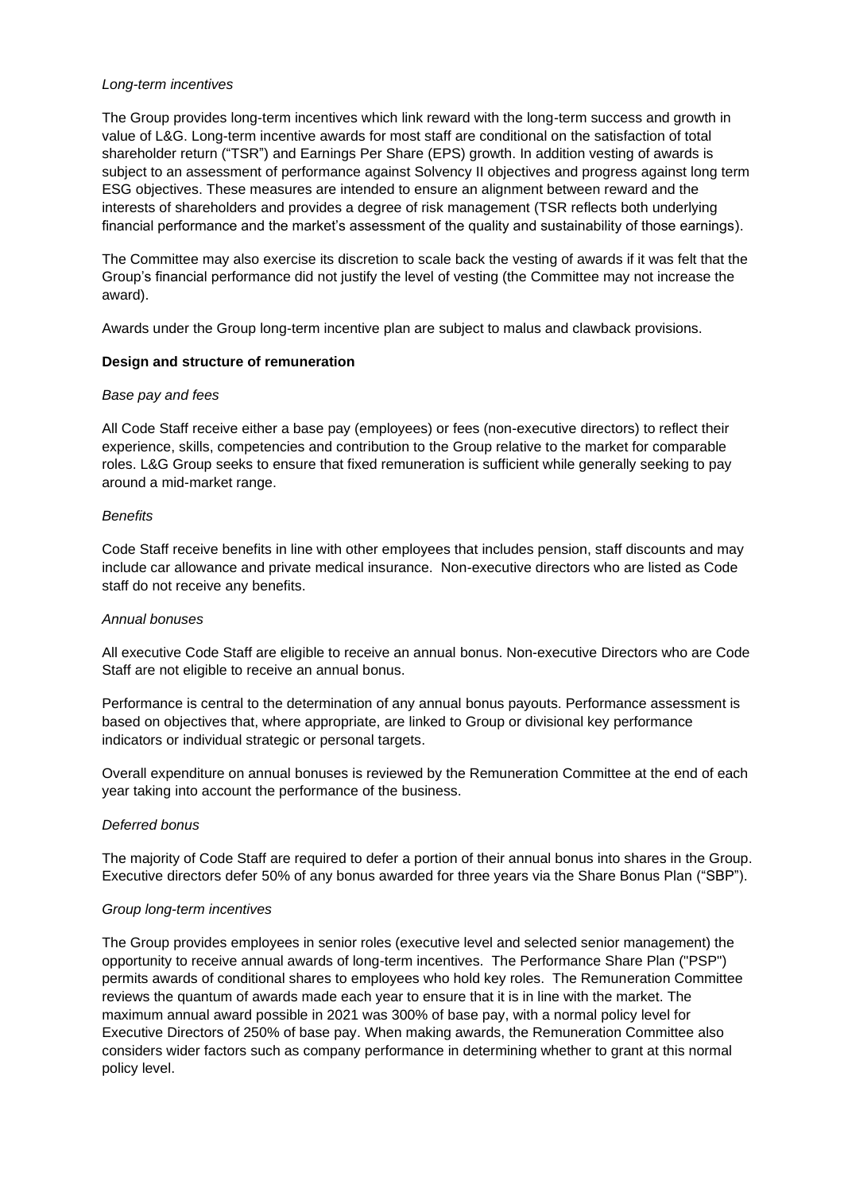*Long-term incentives*

The Group provides long-term incentives which link reward with the long-term success and growth in value of L&G. Long-term incentive awards for most staff are conditional on the satisfaction of total shareholder return ("TSR") and Earnings Per Share (EPS) growth. In addition vesting of awards is subject to an assessment of performance against Solvency II objectives and progress against long term ESG objectives. These measures are intended to ensure an alignment between reward and the interests of shareholders and provides a degree of risk management (TSR reflects both underlying financial performance and the market's assessment of the quality and sustainability of those earnings).

The Committee may also exercise its discretion to scale back the vesting of awards if it was felt that the Group's financial performance did not justify the level of vesting (the Committee may not increase the award).

Awards under the Group long-term incentive plan are subject to malus and clawback provisions.

**Design and structure of remuneration**

*Base pay and fees*

All Code Staff receive either a base pay (employees) or fees (non-executive directors) to reflect their experience, skills, competencies and contribution to the Group relative to the market for comparable roles. L&G Group seeks to ensure that fixed remuneration is sufficient while generally seeking to pay around a mid-market range.

*Benefits*

Code Staff receive benefits in line with other employees that includes pension, staff discounts and may include car allowance and private medical insurance. Non-executive directors who are listed as Code staff do not receive any benefits.

*Annual bonuses*

All executive Code Staff are eligible to receive an annual bonus. Non-executive Directors who are Code Staff are not eligible to receive an annual bonus.

Performance is central to the determination of any annual bonus payouts. Performance assessment is based on objectives that, where appropriate, are linked to Group or divisional key performance indicators or individual strategic or personal targets.

Overall expenditure on annual bonuses is reviewed by the Remuneration Committee at the end of each year taking into account the performance of the business.

*Deferred bonus*

The majority of Code Staff are required to defer a portion of their annual bonus into shares in the Group. Executive directors defer 50% of any bonus awarded for three years via the Share Bonus Plan ("SBP").

*Group long-term incentives*

The Group provides employees in senior roles (executive level and selected senior management) the opportunity to receive annual awards of long-term incentives. The Performance Share Plan ("PSP") permits awards of conditional shares to employees who hold key roles. The Remuneration Committee reviews the quantum of awards made each year to ensure that it is in line with the market. The maximum annual award possible in 2021 was 300% of base pay, with a normal policy level for Executive Directors of 250% of base pay. When making awards, the Remuneration Committee also considers wider factors such as company performance in determining whether to grant at this normal policy level.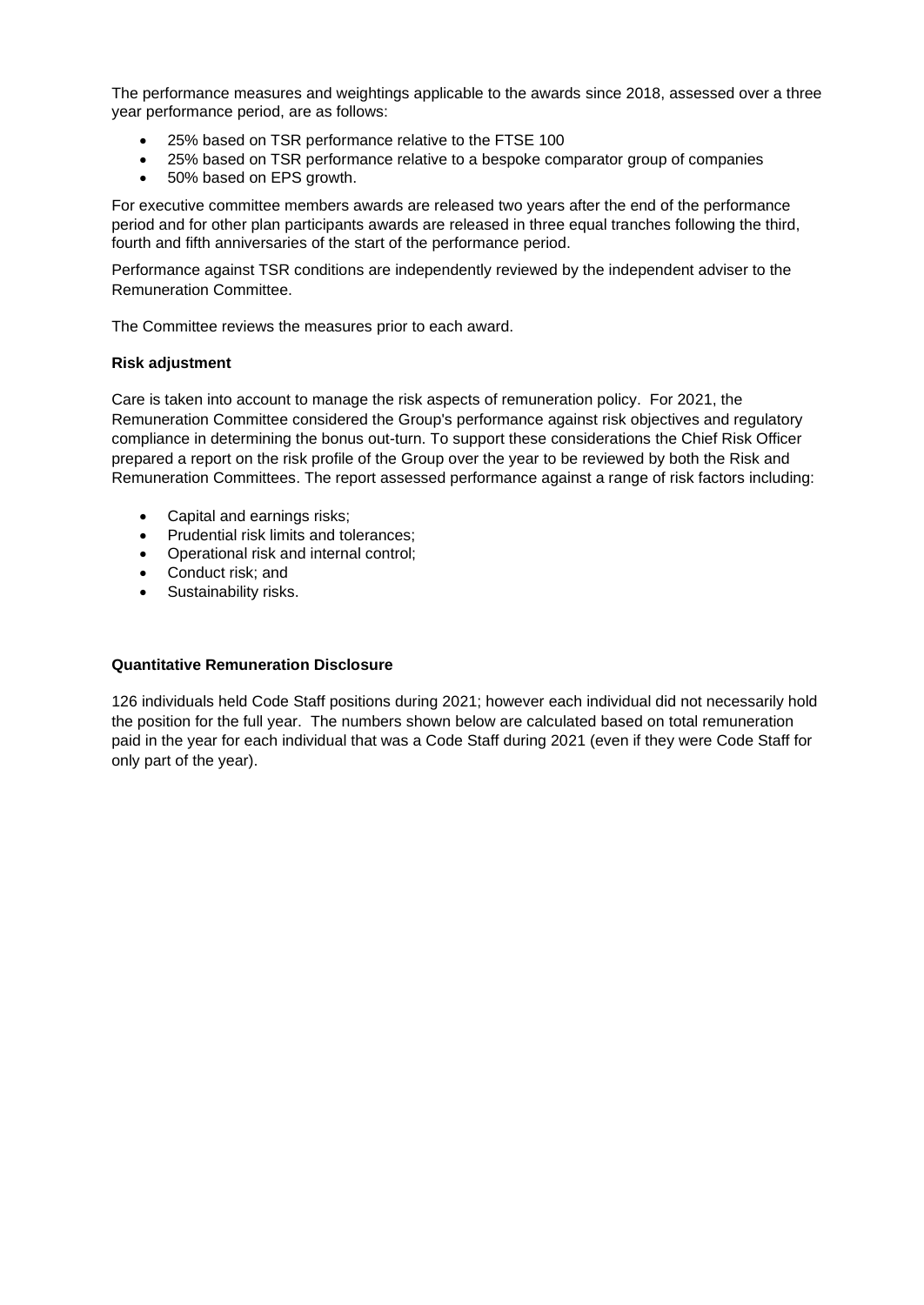The performance measures and weightings applicable to the awards since 2018, assessed over a three year performance period, are as follows:

- 25% based on TSR performance relative to the FTSE 100
- 25% based on TSR performance relative to a bespoke comparator group of companies
- 50% based on EPS growth.

For executive committee members awards are released two years after the end of the performance period and for other plan participants awards are released in three equal tranches following the third, fourth and fifth anniversaries of the start of the performance period.

Performance against TSR conditions are independently reviewed by the independent adviser to the Remuneration Committee.

The Committee reviews the measures prior to each award.

**Risk adjustment**

Care is taken into account to manage the risk aspects of remuneration policy. For 2021, the Remuneration Committee considered the Group's performance against risk objectives and regulatory compliance in determining the bonus out-turn. To support these considerations the Chief Risk Officer prepared a report on the risk profile of the Group over the year to be reviewed by both the Risk and Remuneration Committees. The report assessed performance against a range of risk factors including:

- Capital and earnings risks;
- Prudential risk limits and tolerances;
- Operational risk and internal control;
- Conduct risk; and
- Sustainability risks.

**Quantitative Remuneration Disclosure**

126 individuals held Code Staff positions during 2021; however each individual did not necessarily hold the position for the full year. The numbers shown below are calculated based on total remuneration paid in the year for each individual that was a Code Staff during 2021 (even if they were Code Staff for only part of the year).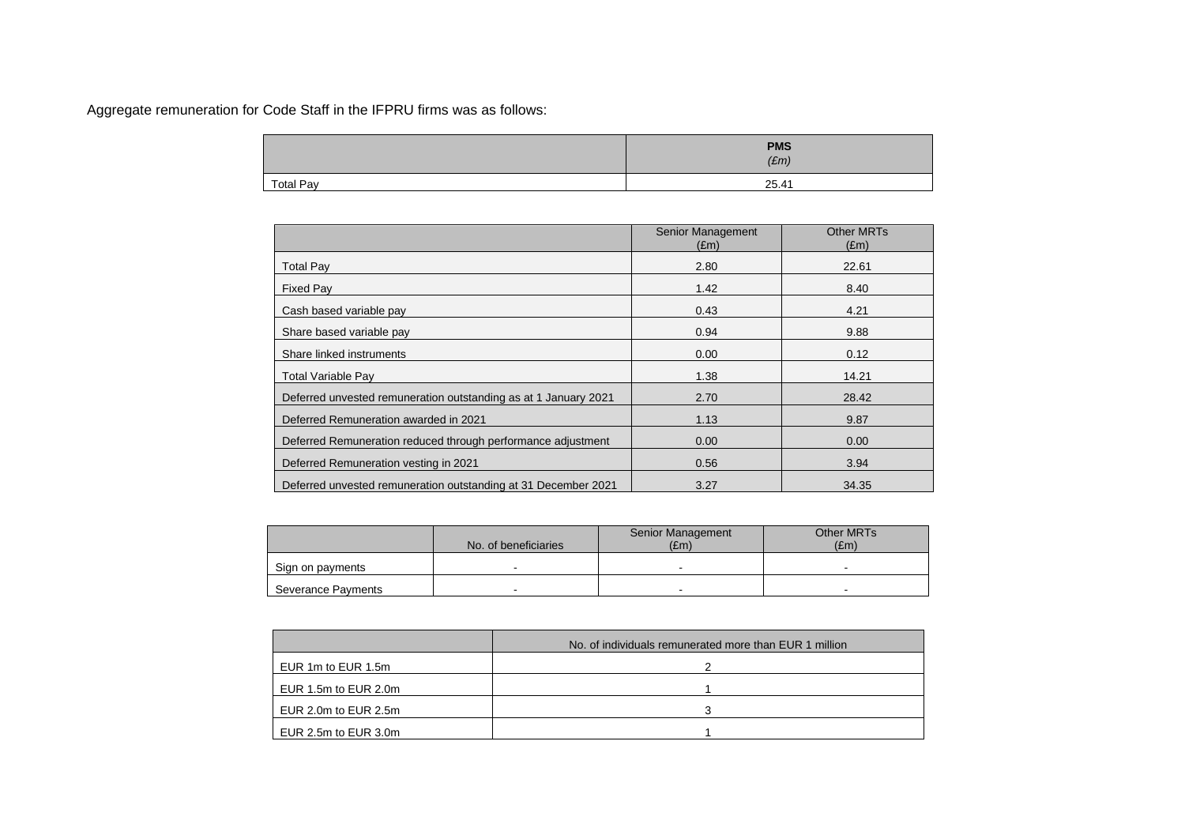Aggregate remuneration for Code Staff in the IFPRU firms was as follows:

| | **PMS** *(£m)* |
|---|---|
| Total Pay | 25.41 |

| | Senior Management (£m) | Other MRTs (£m) |
|---|---|---|
| Total Pay | 2.80 | 22.61 |
| Fixed Pay | 1.42 | 8.40 |
| Cash based variable pay | 0.43 | 4.21 |
| Share based variable pay | 0.94 | 9.88 |
| Share linked instruments | 0.00 | 0.12 |
| Total Variable Pay | 1.38 | 14.21 |
| Deferred unvested remuneration outstanding as at 1 January 2021 | 2.70 | 28.42 |
| Deferred Remuneration awarded in 2021 | 1.13 | 9.87 |
| Deferred Remuneration reduced through performance adjustment | 0.00 | 0.00 |
| Deferred Remuneration vesting in 2021 | 0.56 | 3.94 |
| Deferred unvested remuneration outstanding at 31 December 2021 | 3.27 | 34.35 |

| | No. of beneficiaries | Senior Management (£m) | Other MRTs (£m) |
|---|---|---|---|
| Sign on payments | - | - | - |
| Severance Payments | - | - | - |

| | No. of individuals remunerated more than EUR 1 million |
|---|---|
| EUR 1m to EUR 1.5m | 2 |
| EUR 1.5m to EUR 2.0m | 1 |
| EUR 2.0m to EUR 2.5m | 3 |
| EUR 2.5m to EUR 3.0m | 1 |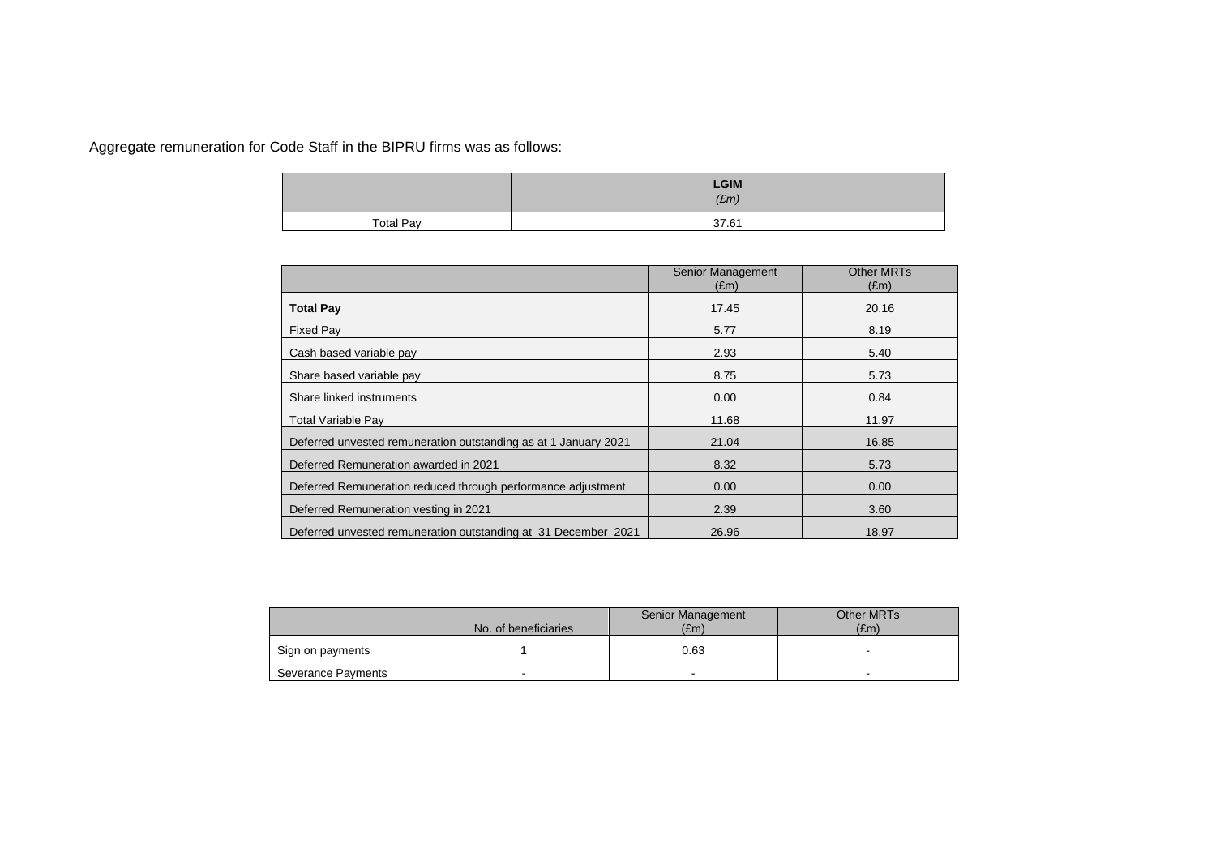Aggregate remuneration for Code Staff in the BIPRU firms was as follows:

| | LGIM *(£m)* |
|---|---|
| Total Pay | 37.61 |

| | Senior Management (£m) | Other MRTs (£m) |
|---|---|---|
| **Total Pay** | 17.45 | 20.16 |
| Fixed Pay | 5.77 | 8.19 |
| Cash based variable pay | 2.93 | 5.40 |
| Share based variable pay | 8.75 | 5.73 |
| Share linked instruments | 0.00 | 0.84 |
| Total Variable Pay | 11.68 | 11.97 |
| Deferred unvested remuneration outstanding as at 1 January 2021 | 21.04 | 16.85 |
| Deferred Remuneration awarded in 2021 | 8.32 | 5.73 |
| Deferred Remuneration reduced through performance adjustment | 0.00 | 0.00 |
| Deferred Remuneration vesting in 2021 | 2.39 | 3.60 |
| Deferred unvested remuneration outstanding at 31 December 2021 | 26.96 | 18.97 |

| | No. of beneficiaries | Senior Management (£m) | Other MRTs (£m) |
|---|---|---|---|
| Sign on payments | 1 | 0.63 | - |
| Severance Payments | - | - | - |